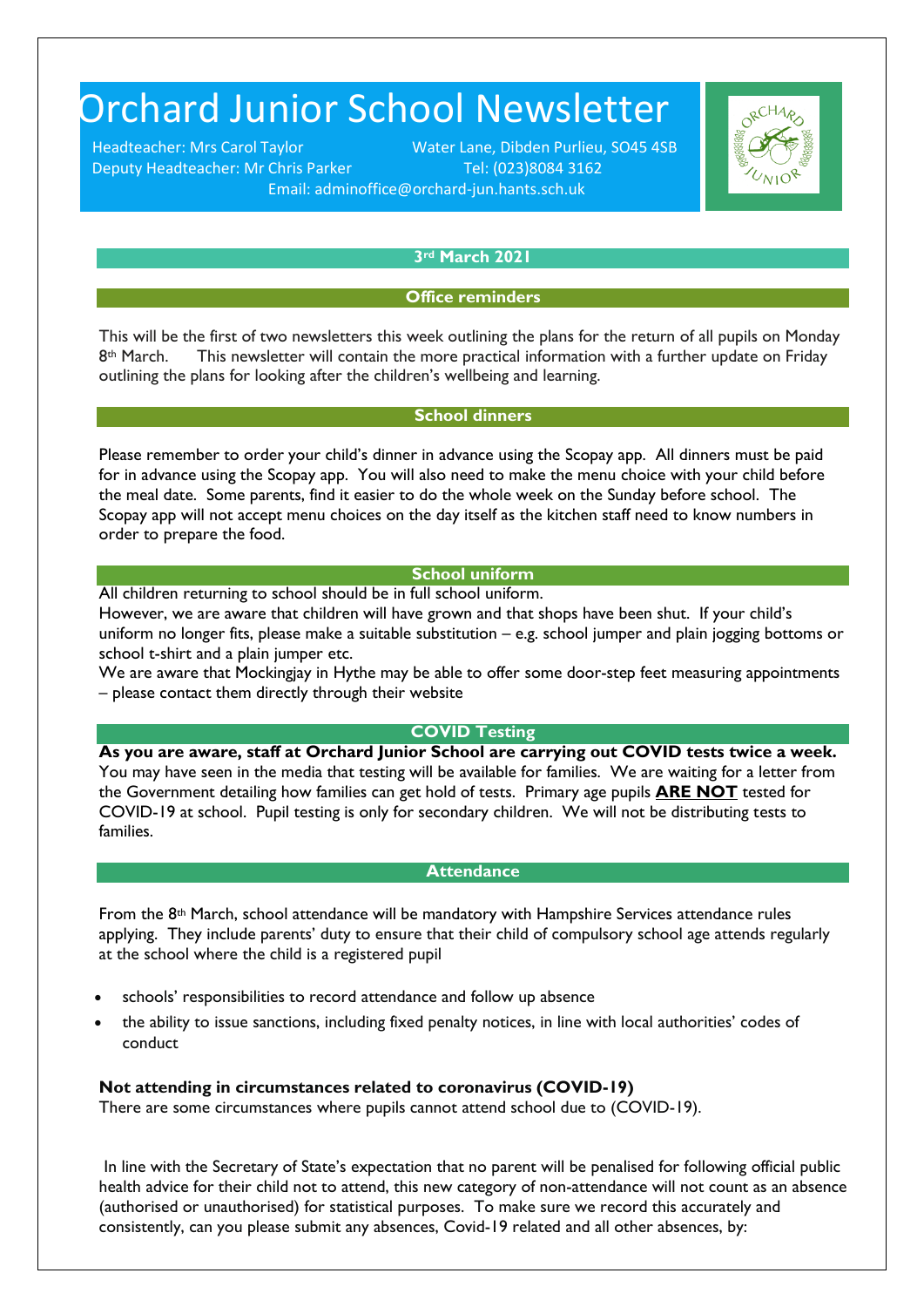# Orchard Junior School Newsletter

Headteacher: Mrs Carol Taylor — Water Lane, Dibden Purlieu, SO45 4SB

Deputy Headteacher: Mr Chris Parker — Tel: (023)8084 3162

Email: adminoffice@orchard-jun.hants.sch.uk

**3rd March 2021**

## Office reminders

This will be the first of two newsletters this week outlining the plans for the return of all pupils on Monday 8th March. This newsletter will contain the more practical information with a further update on Friday outlining the plans for looking after the children's wellbeing and learning.

## School dinners

Please remember to order your child's dinner in advance using the Scopay app. All dinners must be paid for in advance using the Scopay app. You will also need to make the menu choice with your child before the meal date. Some parents, find it easier to do the whole week on the Sunday before school. The Scopay app will not accept menu choices on the day itself as the kitchen staff need to know numbers in order to prepare the food.

## School uniform

All children returning to school should be in full school uniform.

However, we are aware that children will have grown and that shops have been shut. If your child's uniform no longer fits, please make a suitable substitution – e.g. school jumper and plain jogging bottoms or school t-shirt and a plain jumper etc.

We are aware that Mockingjay in Hythe may be able to offer some door-step feet measuring appointments – please contact them directly through their website

## COVID Testing

**As you are aware, staff at Orchard Junior School are carrying out COVID tests twice a week.** You may have seen in the media that testing will be available for families. We are waiting for a letter from the Government detailing how families can get hold of tests. Primary age pupils **ARE NOT** tested for COVID-19 at school. Pupil testing is only for secondary children. We will not be distributing tests to families.

## Attendance

From the 8th March, school attendance will be mandatory with Hampshire Services attendance rules applying. They include parents' duty to ensure that their child of compulsory school age attends regularly at the school where the child is a registered pupil

- schools' responsibilities to record attendance and follow up absence
- the ability to issue sanctions, including fixed penalty notices, in line with local authorities' codes of conduct

**Not attending in circumstances related to coronavirus (COVID-19)**

There are some circumstances where pupils cannot attend school due to (COVID-19).

In line with the Secretary of State's expectation that no parent will be penalised for following official public health advice for their child not to attend, this new category of non-attendance will not count as an absence (authorised or unauthorised) for statistical purposes. To make sure we record this accurately and consistently, can you please submit any absences, Covid-19 related and all other absences, by: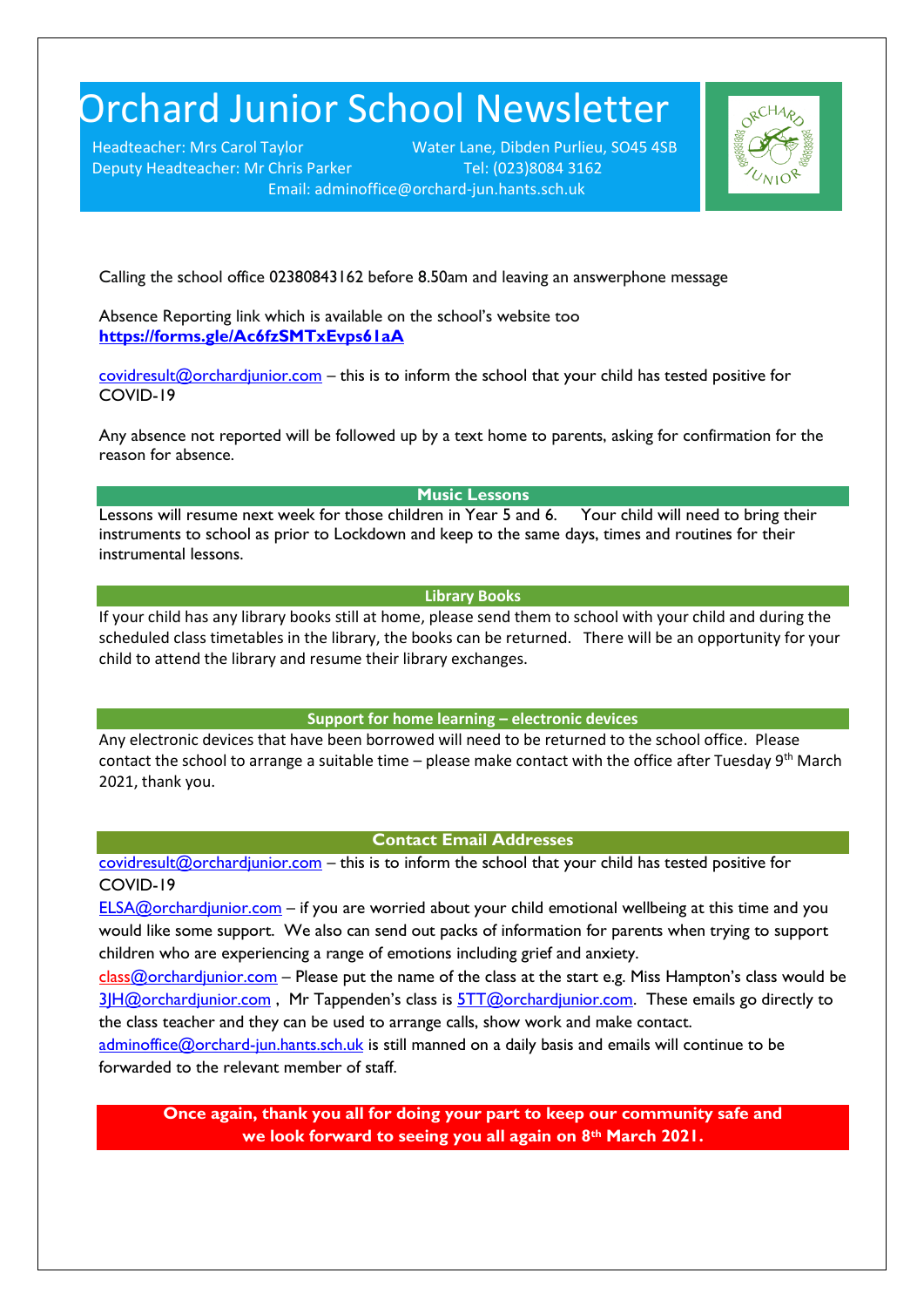# Orchard Junior School Newsletter

Headteacher: Mrs Carol Taylor  
Deputy Headteacher: Mr Chris Parker  
Water Lane, Dibden Purlieu, SO45 4SB  
Tel: (023)8084 3162  
Email: adminoffice@orchard-jun.hants.sch.uk

Calling the school office 02380843162 before 8.50am and leaving an answerphone message

Absence Reporting link which is available on the school's website too  
**https://forms.gle/Ac6fzSMTxEvps61aA**

covidresult@orchardjunior.com – this is to inform the school that your child has tested positive for COVID-19

Any absence not reported will be followed up by a text home to parents, asking for confirmation for the reason for absence.

## Music Lessons

Lessons will resume next week for those children in Year 5 and 6. Your child will need to bring their instruments to school as prior to Lockdown and keep to the same days, times and routines for their instrumental lessons.

## Library Books

If your child has any library books still at home, please send them to school with your child and during the scheduled class timetables in the library, the books can be returned. There will be an opportunity for your child to attend the library and resume their library exchanges.

## Support for home learning – electronic devices

Any electronic devices that have been borrowed will need to be returned to the school office. Please contact the school to arrange a suitable time – please make contact with the office after Tuesday 9th March 2021, thank you.

## Contact Email Addresses

covidresult@orchardjunior.com – this is to inform the school that your child has tested positive for COVID-19

ELSA@orchardjunior.com – if you are worried about your child emotional wellbeing at this time and you would like some support. We also can send out packs of information for parents when trying to support children who are experiencing a range of emotions including grief and anxiety.

class@orchardjunior.com – Please put the name of the class at the start e.g. Miss Hampton's class would be 3JH@orchardjunior.com , Mr Tappenden's class is 5TT@orchardjunior.com. These emails go directly to the class teacher and they can be used to arrange calls, show work and make contact.

adminoffice@orchard-jun.hants.sch.uk is still manned on a daily basis and emails will continue to be forwarded to the relevant member of staff.

**Once again, thank you all for doing your part to keep our community safe and we look forward to seeing you all again on 8th March 2021.**